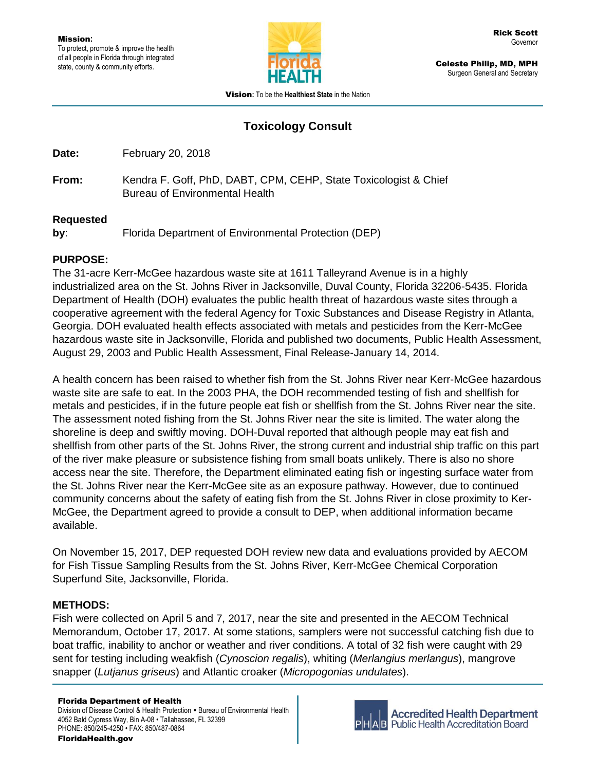**Mission**:
To protect, promote & improve the health of all people in Florida through integrated state, county & community efforts.

**Rick Scott**
Governor

**Celeste Philip, MD, MPH**
Surgeon General and Secretary

**Vision**: To be the **Healthiest State** in the Nation

## Toxicology Consult

**Date:** February 20, 2018

**From:** Kendra F. Goff, PhD, DABT, CPM, CEHP, State Toxicologist & Chief
Bureau of Environmental Health

**Requested by**: Florida Department of Environmental Protection (DEP)

### PURPOSE:

The 31-acre Kerr-McGee hazardous waste site at 1611 Talleyrand Avenue is in a highly industrialized area on the St. Johns River in Jacksonville, Duval County, Florida 32206-5435. Florida Department of Health (DOH) evaluates the public health threat of hazardous waste sites through a cooperative agreement with the federal Agency for Toxic Substances and Disease Registry in Atlanta, Georgia. DOH evaluated health effects associated with metals and pesticides from the Kerr-McGee hazardous waste site in Jacksonville, Florida and published two documents, Public Health Assessment, August 29, 2003 and Public Health Assessment, Final Release-January 14, 2014.

A health concern has been raised to whether fish from the St. Johns River near Kerr-McGee hazardous waste site are safe to eat. In the 2003 PHA, the DOH recommended testing of fish and shellfish for metals and pesticides, if in the future people eat fish or shellfish from the St. Johns River near the site. The assessment noted fishing from the St. Johns River near the site is limited. The water along the shoreline is deep and swiftly moving. DOH-Duval reported that although people may eat fish and shellfish from other parts of the St. Johns River, the strong current and industrial ship traffic on this part of the river make pleasure or subsistence fishing from small boats unlikely. There is also no shore access near the site. Therefore, the Department eliminated eating fish or ingesting surface water from the St. Johns River near the Kerr-McGee site as an exposure pathway. However, due to continued community concerns about the safety of eating fish from the St. Johns River in close proximity to Ker-McGee, the Department agreed to provide a consult to DEP, when additional information became available.

On November 15, 2017, DEP requested DOH review new data and evaluations provided by AECOM for Fish Tissue Sampling Results from the St. Johns River, Kerr-McGee Chemical Corporation Superfund Site, Jacksonville, Florida.

### METHODS:

Fish were collected on April 5 and 7, 2017, near the site and presented in the AECOM Technical Memorandum, October 17, 2017. At some stations, samplers were not successful catching fish due to boat traffic, inability to anchor or weather and river conditions. A total of 32 fish were caught with 29 sent for testing including weakfish (*Cynoscion regalis*), whiting (*Merlangius merlangus*), mangrove snapper (*Lutjanus griseus*) and Atlantic croaker (*Micropogonias undulates*).

**Florida Department of Health**
Division of Disease Control & Health Protection • Bureau of Environmental Health
4052 Bald Cypress Way, Bin A-08 • Tallahassee, FL 32399
PHONE: 850/245-4250 • FAX: 850/487-0864
**FloridaHealth.gov**

Accredited Health Department
Public Health Accreditation Board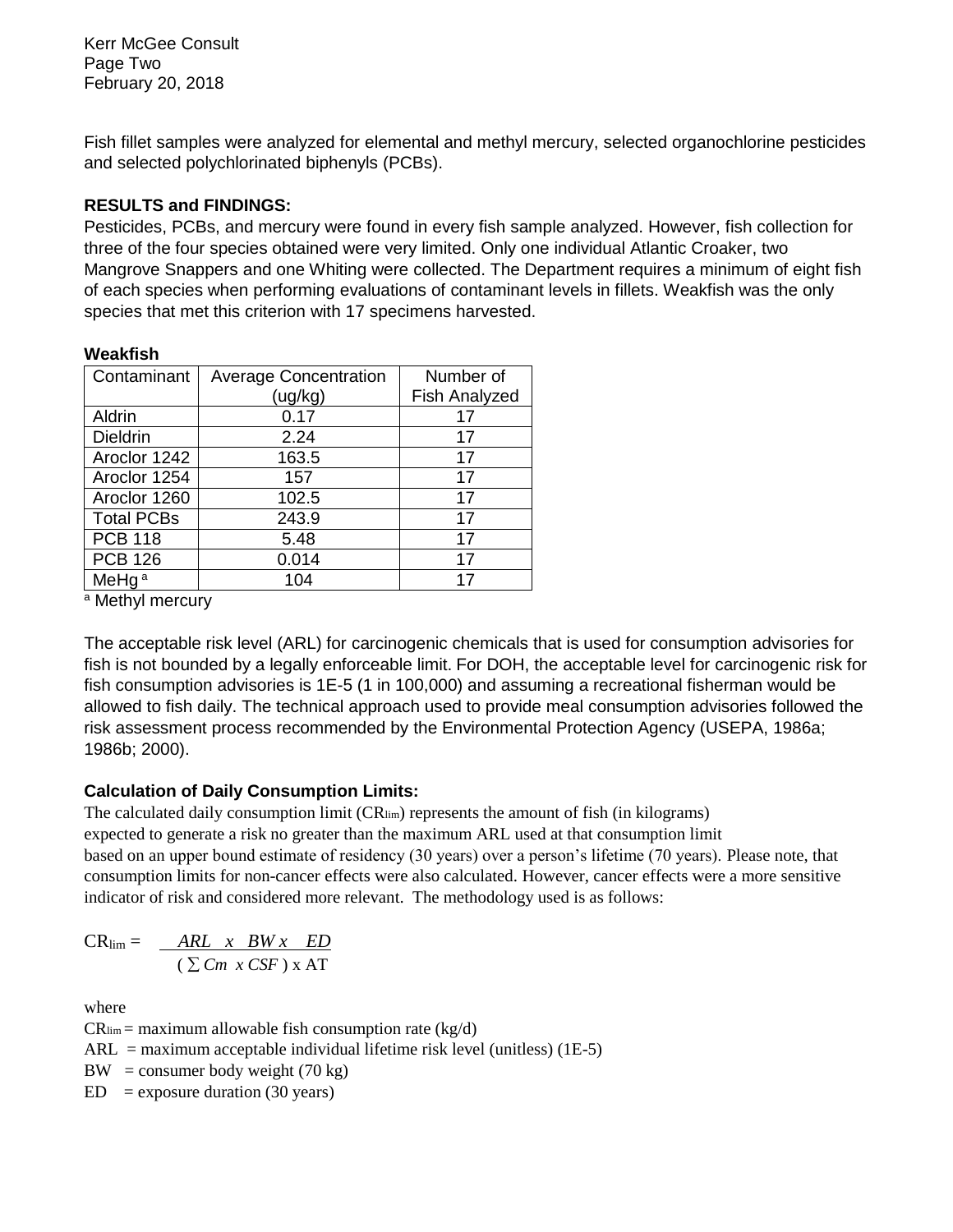Fish fillet samples were analyzed for elemental and methyl mercury, selected organochlorine pesticides and selected polychlorinated biphenyls (PCBs).

**RESULTS and FINDINGS:**
Pesticides, PCBs, and mercury were found in every fish sample analyzed. However, fish collection for three of the four species obtained were very limited. Only one individual Atlantic Croaker, two Mangrove Snappers and one Whiting were collected. The Department requires a minimum of eight fish of each species when performing evaluations of contaminant levels in fillets. Weakfish was the only species that met this criterion with 17 specimens harvested.

**Weakfish**

| Contaminant | Average Concentration (ug/kg) | Number of Fish Analyzed |
|---|---|---|
| Aldrin | 0.17 | 17 |
| Dieldrin | 2.24 | 17 |
| Aroclor 1242 | 163.5 | 17 |
| Aroclor 1254 | 157 | 17 |
| Aroclor 1260 | 102.5 | 17 |
| Total PCBs | 243.9 | 17 |
| PCB 118 | 5.48 | 17 |
| PCB 126 | 0.014 | 17 |
| MeHg [a] | 104 | 17 |

[a] Methyl mercury

The acceptable risk level (ARL) for carcinogenic chemicals that is used for consumption advisories for fish is not bounded by a legally enforceable limit. For DOH, the acceptable level for carcinogenic risk for fish consumption advisories is 1E-5 (1 in 100,000) and assuming a recreational fisherman would be allowed to fish daily. The technical approach used to provide meal consumption advisories followed the risk assessment process recommended by the Environmental Protection Agency (USEPA, 1986a; 1986b; 2000).

**Calculation of Daily Consumption Limits:**

The calculated daily consumption limit ($CR_{lim}$) represents the amount of fish (in kilograms) expected to generate a risk no greater than the maximum ARL used at that consumption limit based on an upper bound estimate of residency (30 years) over a person's lifetime (70 years). Please note, that consumption limits for non-cancer effects were also calculated. However, cancer effects were a more sensitive indicator of risk and considered more relevant. The methodology used is as follows:

$$CR_{lim} = \frac{ARL \ x \ BW \ x \ ED}{(\sum Cm \ x \ CSF) \ x \ AT}$$

where

$CR_{lim}$ = maximum allowable fish consumption rate (kg/d)

ARL = maximum acceptable individual lifetime risk level (unitless) (1E-5)

BW = consumer body weight (70 kg)

ED = exposure duration (30 years)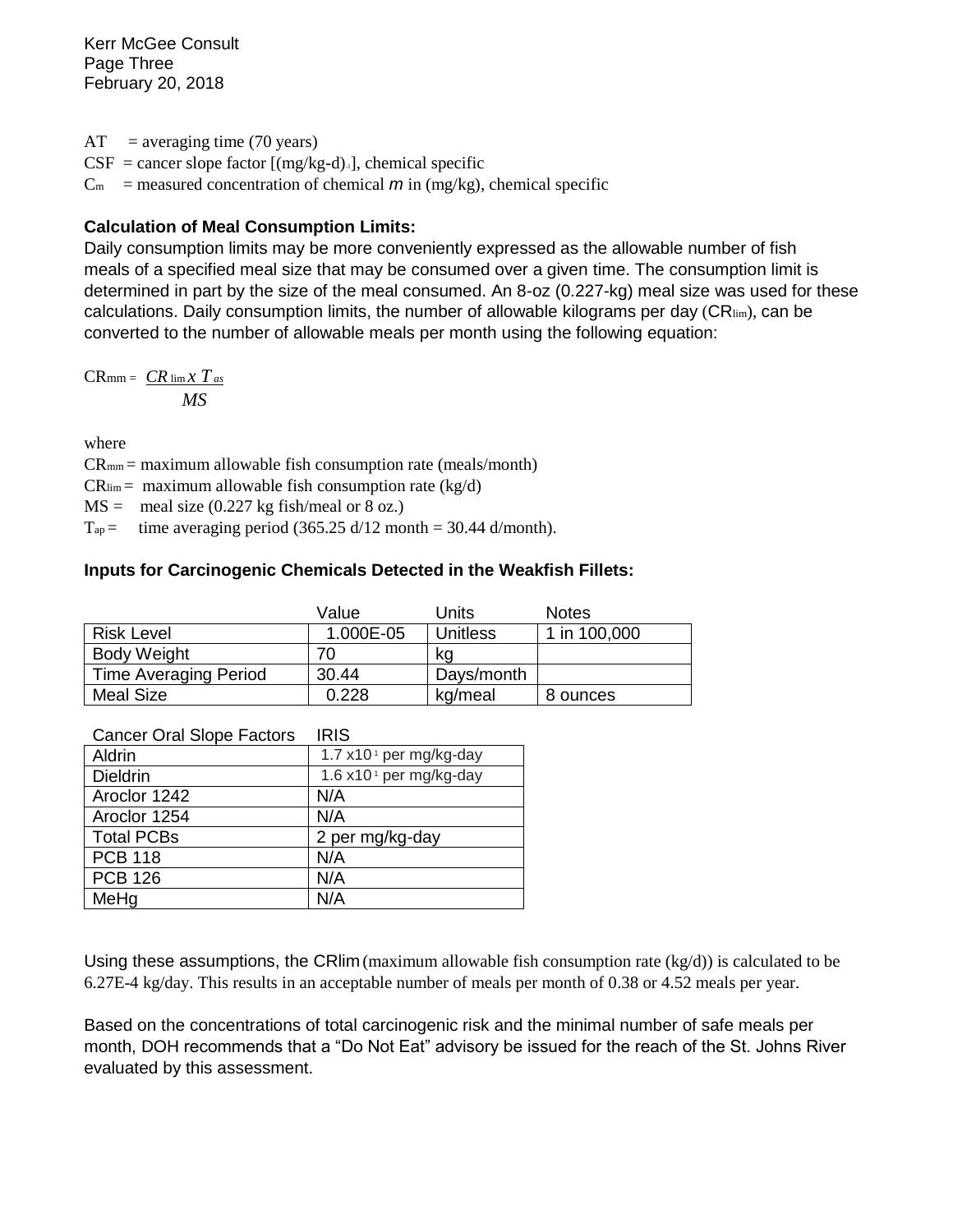AT = averaging time (70 years)

CSF = cancer slope factor [$(mg/kg\text{-}d)^{-1}$], chemical specific

$C_m$ = measured concentration of chemical *m* in (mg/kg), chemical specific

**Calculation of Meal Consumption Limits:**

Daily consumption limits may be more conveniently expressed as the allowable number of fish meals of a specified meal size that may be consumed over a given time. The consumption limit is determined in part by the size of the meal consumed. An 8-oz (0.227-kg) meal size was used for these calculations. Daily consumption limits, the number of allowable kilograms per day ($CR_{lim}$), can be converted to the number of allowable meals per month using the following equation:

$$CR_{mm} = \frac{CR_{lim} \, x \, T_{as}}{MS}$$

where

$CR_{mm}$ = maximum allowable fish consumption rate (meals/month)

$CR_{lim}$ = maximum allowable fish consumption rate (kg/d)

MS = meal size (0.227 kg fish/meal or 8 oz.)

$T_{ap}$ = time averaging period (365.25 d/12 month = 30.44 d/month).

**Inputs for Carcinogenic Chemicals Detected in the Weakfish Fillets:**

| | Value | Units | Notes |
|---|---|---|---|
| Risk Level | 1.000E-05 | Unitless | 1 in 100,000 |
| Body Weight | 70 | kg | |
| Time Averaging Period | 30.44 | Days/month | |
| Meal Size | 0.228 | kg/meal | 8 ounces |

| Cancer Oral Slope Factors | IRIS |
|---|---|
| Aldrin | 1.7 $x10^{1}$ per mg/kg-day |
| Dieldrin | 1.6 $x10^{1}$ per mg/kg-day |
| Aroclor 1242 | N/A |
| Aroclor 1254 | N/A |
| Total PCBs | 2 per mg/kg-day |
| PCB 118 | N/A |
| PCB 126 | N/A |
| MeHg | N/A |

Using these assumptions, the CRlim (maximum allowable fish consumption rate (kg/d)) is calculated to be 6.27E-4 kg/day. This results in an acceptable number of meals per month of 0.38 or 4.52 meals per year.

Based on the concentrations of total carcinogenic risk and the minimal number of safe meals per month, DOH recommends that a "Do Not Eat" advisory be issued for the reach of the St. Johns River evaluated by this assessment.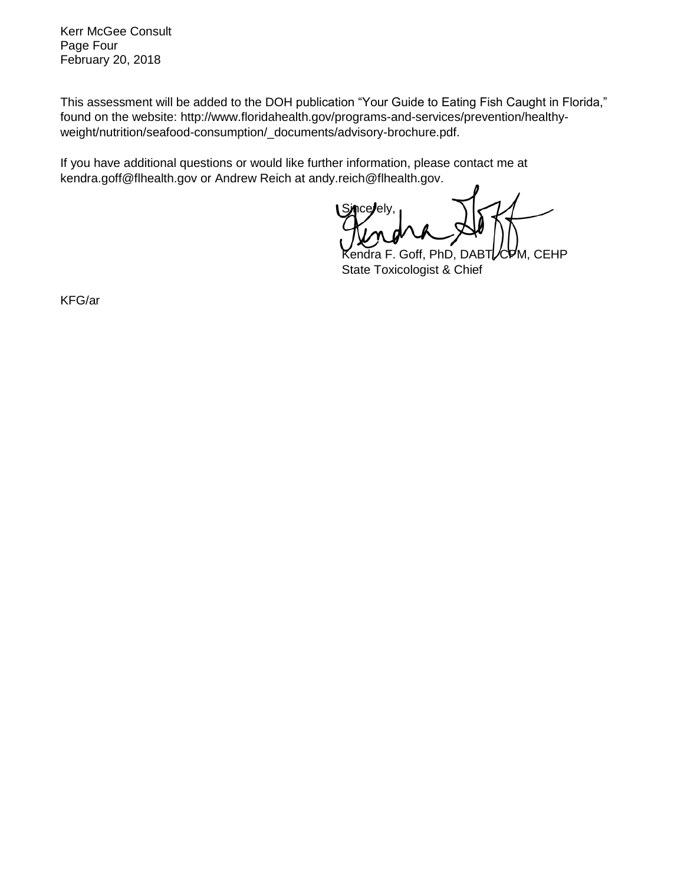This assessment will be added to the DOH publication “Your Guide to Eating Fish Caught in Florida,” found on the website: http://www.floridahealth.gov/programs-and-services/prevention/healthy-weight/nutrition/seafood-consumption/_documents/advisory-brochure.pdf.

If you have additional questions or would like further information, please contact me at kendra.goff@flhealth.gov or Andrew Reich at andy.reich@flhealth.gov.

Sincerely,

Kendra F. Goff, PhD, DABT, CPM, CEHP
State Toxicologist & Chief

KFG/ar